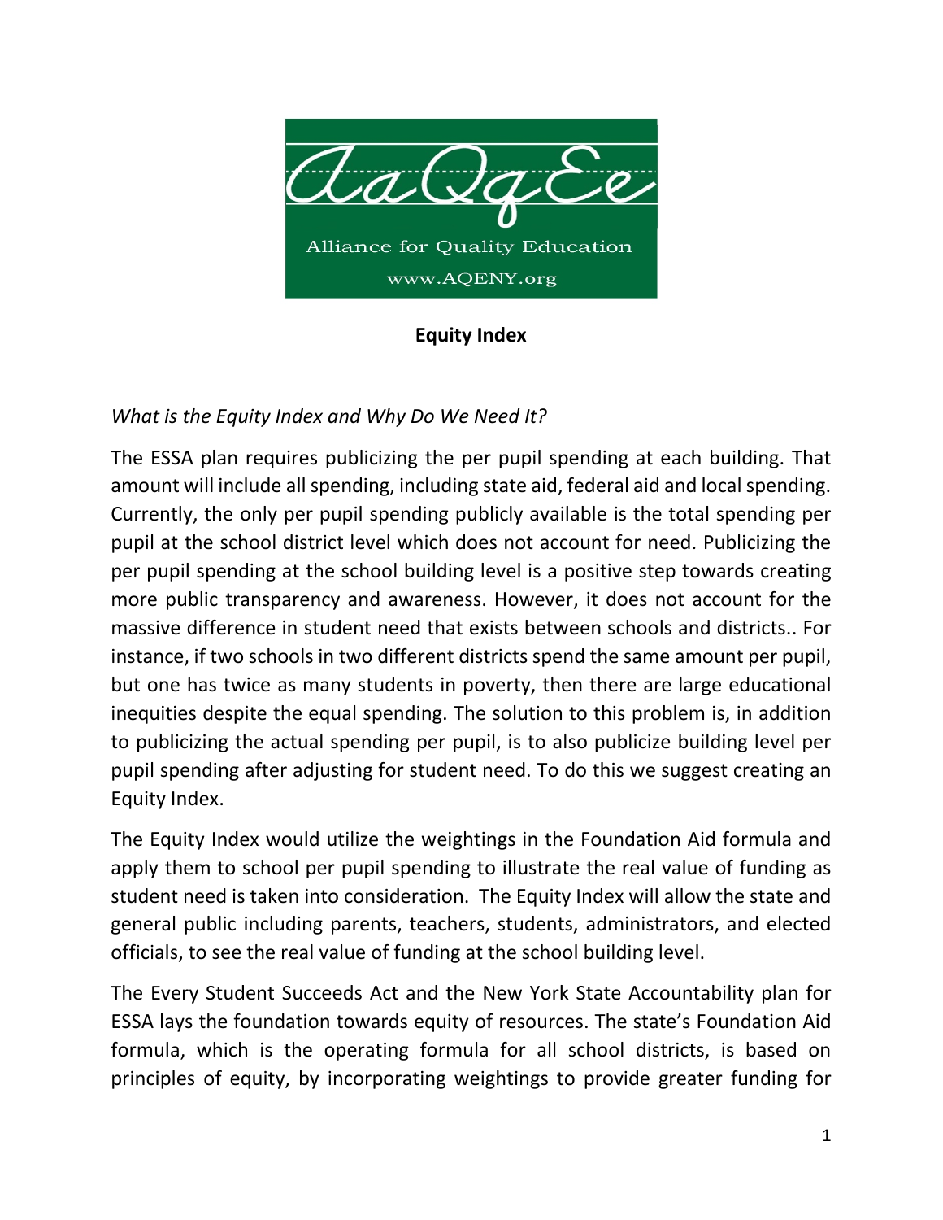Alliance for Quality Education

www.AQENY.org

# Equity Index

*What is the Equity Index and Why Do We Need It?*

The ESSA plan requires publicizing the per pupil spending at each building. That amount will include all spending, including state aid, federal aid and local spending. Currently, the only per pupil spending publicly available is the total spending per pupil at the school district level which does not account for need. Publicizing the per pupil spending at the school building level is a positive step towards creating more public transparency and awareness. However, it does not account for the massive difference in student need that exists between schools and districts.. For instance, if two schools in two different districts spend the same amount per pupil, but one has twice as many students in poverty, then there are large educational inequities despite the equal spending. The solution to this problem is, in addition to publicizing the actual spending per pupil, is to also publicize building level per pupil spending after adjusting for student need. To do this we suggest creating an Equity Index.

The Equity Index would utilize the weightings in the Foundation Aid formula and apply them to school per pupil spending to illustrate the real value of funding as student need is taken into consideration. The Equity Index will allow the state and general public including parents, teachers, students, administrators, and elected officials, to see the real value of funding at the school building level.

The Every Student Succeeds Act and the New York State Accountability plan for ESSA lays the foundation towards equity of resources. The state's Foundation Aid formula, which is the operating formula for all school districts, is based on principles of equity, by incorporating weightings to provide greater funding for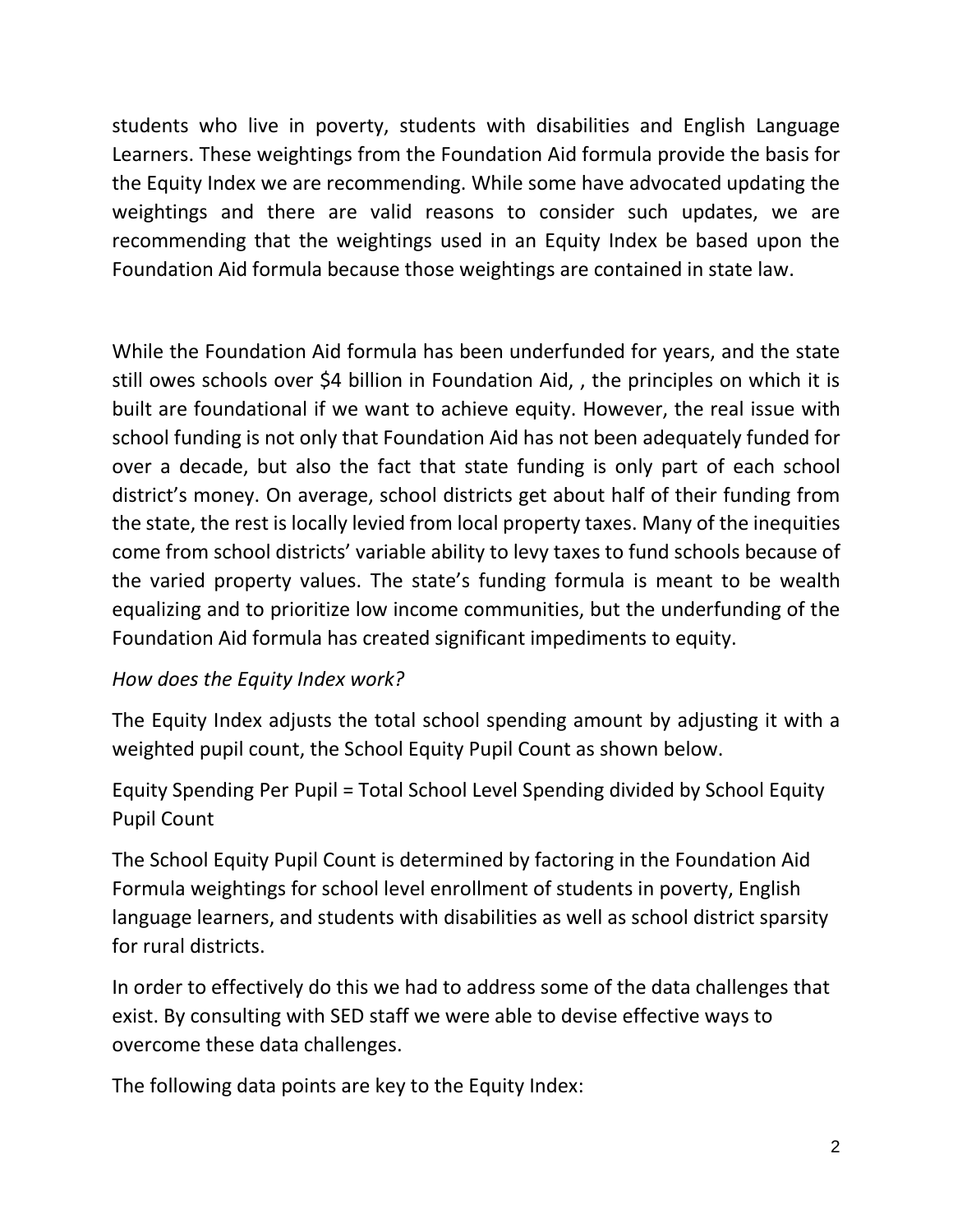students who live in poverty, students with disabilities and English Language Learners. These weightings from the Foundation Aid formula provide the basis for the Equity Index we are recommending. While some have advocated updating the weightings and there are valid reasons to consider such updates, we are recommending that the weightings used in an Equity Index be based upon the Foundation Aid formula because those weightings are contained in state law.

While the Foundation Aid formula has been underfunded for years, and the state still owes schools over $4 billion in Foundation Aid, , the principles on which it is built are foundational if we want to achieve equity. However, the real issue with school funding is not only that Foundation Aid has not been adequately funded for over a decade, but also the fact that state funding is only part of each school district's money. On average, school districts get about half of their funding from the state, the rest is locally levied from local property taxes. Many of the inequities come from school districts' variable ability to levy taxes to fund schools because of the varied property values. The state's funding formula is meant to be wealth equalizing and to prioritize low income communities, but the underfunding of the Foundation Aid formula has created significant impediments to equity.

*How does the Equity Index work?*

The Equity Index adjusts the total school spending amount by adjusting it with a weighted pupil count, the School Equity Pupil Count as shown below.

Equity Spending Per Pupil = Total School Level Spending divided by School Equity Pupil Count

The School Equity Pupil Count is determined by factoring in the Foundation Aid Formula weightings for school level enrollment of students in poverty, English language learners, and students with disabilities as well as school district sparsity for rural districts.

In order to effectively do this we had to address some of the data challenges that exist. By consulting with SED staff we were able to devise effective ways to overcome these data challenges.

The following data points are key to the Equity Index: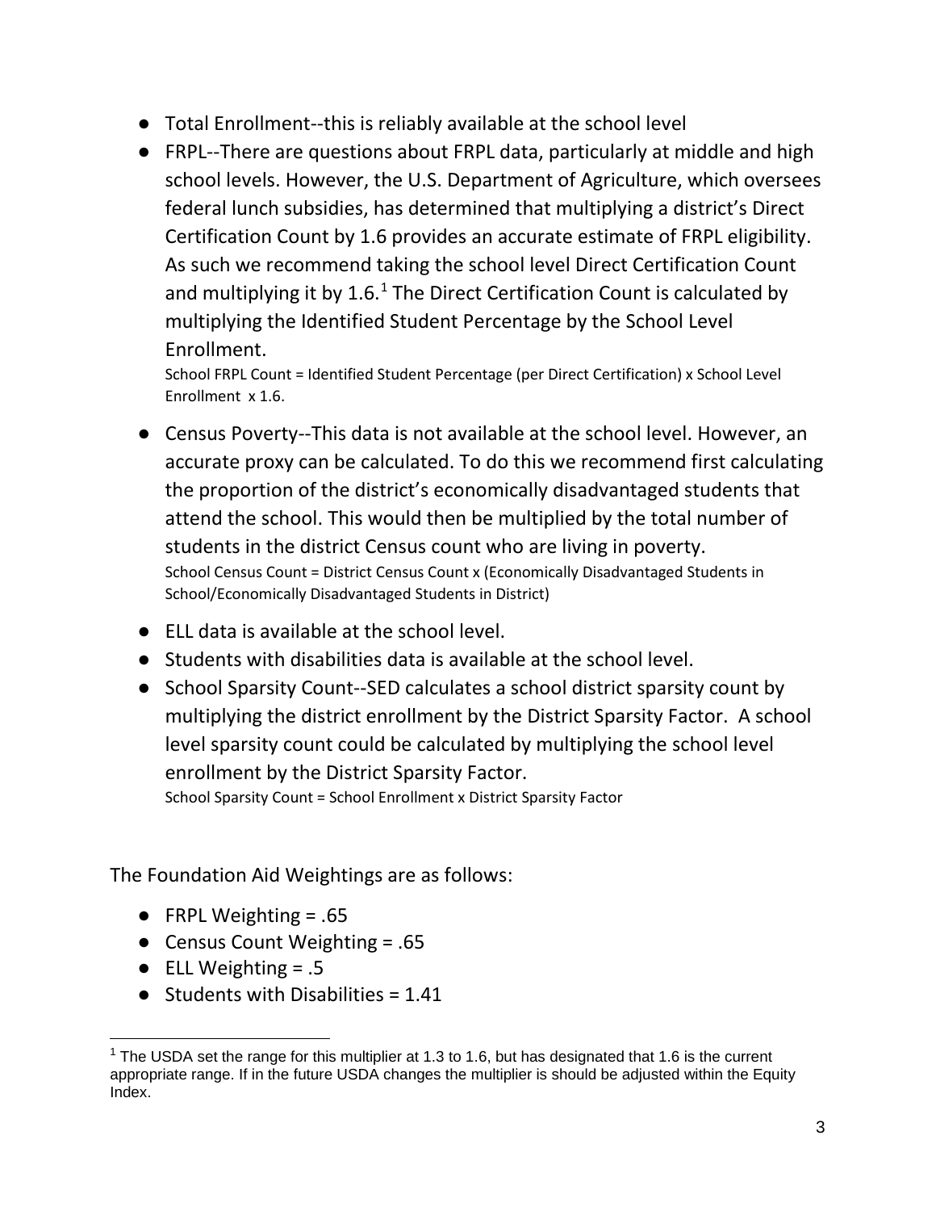- Total Enrollment--this is reliably available at the school level
- FRPL--There are questions about FRPL data, particularly at middle and high school levels. However, the U.S. Department of Agriculture, which oversees federal lunch subsidies, has determined that multiplying a district's Direct Certification Count by 1.6 provides an accurate estimate of FRPL eligibility. As such we recommend taking the school level Direct Certification Count and multiplying it by 1.6.[1] The Direct Certification Count is calculated by multiplying the Identified Student Percentage by the School Level Enrollment.
  School FRPL Count = Identified Student Percentage (per Direct Certification) x School Level Enrollment x 1.6.
- Census Poverty--This data is not available at the school level. However, an accurate proxy can be calculated. To do this we recommend first calculating the proportion of the district's economically disadvantaged students that attend the school. This would then be multiplied by the total number of students in the district Census count who are living in poverty.
  School Census Count = District Census Count x (Economically Disadvantaged Students in School/Economically Disadvantaged Students in District)
- ELL data is available at the school level.
- Students with disabilities data is available at the school level.
- School Sparsity Count--SED calculates a school district sparsity count by multiplying the district enrollment by the District Sparsity Factor. A school level sparsity count could be calculated by multiplying the school level enrollment by the District Sparsity Factor.
  School Sparsity Count = School Enrollment x District Sparsity Factor

The Foundation Aid Weightings are as follows:

- FRPL Weighting = .65
- Census Count Weighting = .65
- ELL Weighting = .5
- Students with Disabilities = 1.41

[1] The USDA set the range for this multiplier at 1.3 to 1.6, but has designated that 1.6 is the current appropriate range. If in the future USDA changes the multiplier is should be adjusted within the Equity Index.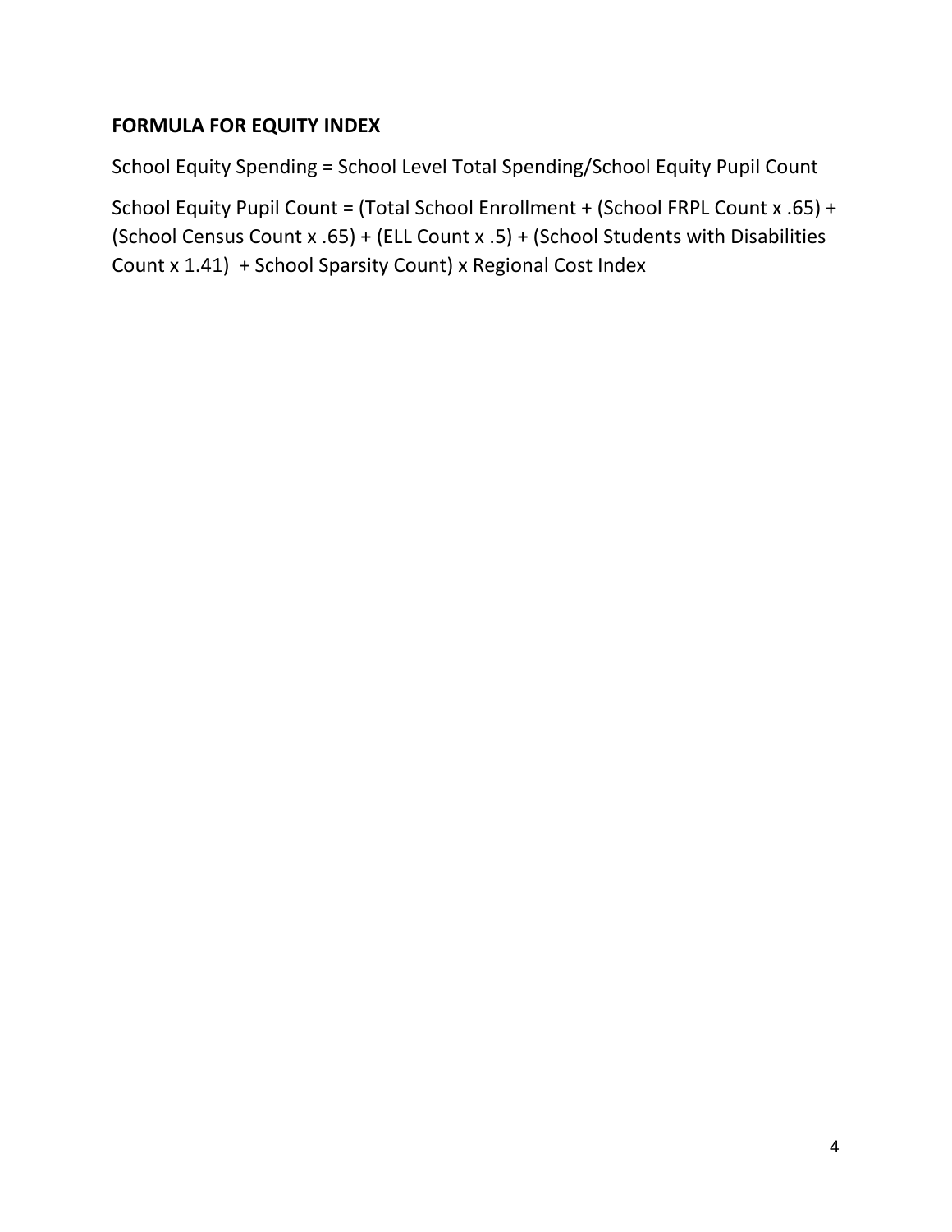**FORMULA FOR EQUITY INDEX**

School Equity Spending = School Level Total Spending/School Equity Pupil Count

School Equity Pupil Count = (Total School Enrollment + (School FRPL Count x .65) + (School Census Count x .65) + (ELL Count x .5) + (School Students with Disabilities Count x 1.41) + School Sparsity Count) x Regional Cost Index